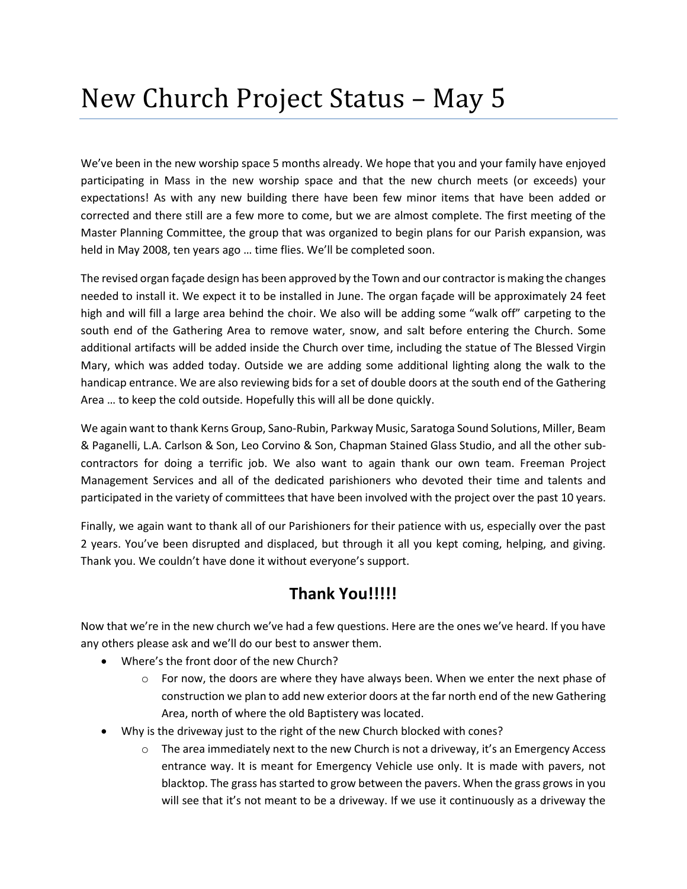# New Church Project Status – May 5

We've been in the new worship space 5 months already. We hope that you and your family have enjoyed participating in Mass in the new worship space and that the new church meets (or exceeds) your expectations! As with any new building there have been few minor items that have been added or corrected and there still are a few more to come, but we are almost complete. The first meeting of the Master Planning Committee, the group that was organized to begin plans for our Parish expansion, was held in May 2008, ten years ago … time flies. We'll be completed soon.

The revised organ façade design has been approved by the Town and our contractor is making the changes needed to install it. We expect it to be installed in June. The organ façade will be approximately 24 feet high and will fill a large area behind the choir. We also will be adding some "walk off" carpeting to the south end of the Gathering Area to remove water, snow, and salt before entering the Church. Some additional artifacts will be added inside the Church over time, including the statue of The Blessed Virgin Mary, which was added today. Outside we are adding some additional lighting along the walk to the handicap entrance. We are also reviewing bids for a set of double doors at the south end of the Gathering Area … to keep the cold outside. Hopefully this will all be done quickly.

We again want to thank Kerns Group, Sano-Rubin, Parkway Music, Saratoga Sound Solutions, Miller, Beam & Paganelli, L.A. Carlson & Son, Leo Corvino & Son, Chapman Stained Glass Studio, and all the other sub-contractors for doing a terrific job. We also want to again thank our own team. Freeman Project Management Services and all of the dedicated parishioners who devoted their time and talents and participated in the variety of committees that have been involved with the project over the past 10 years.

Finally, we again want to thank all of our Parishioners for their patience with us, especially over the past 2 years. You've been disrupted and displaced, but through it all you kept coming, helping, and giving. Thank you. We couldn't have done it without everyone's support.

## Thank You!!!!!

Now that we're in the new church we've had a few questions. Here are the ones we've heard. If you have any others please ask and we'll do our best to answer them.

- Where's the front door of the new Church?
  - For now, the doors are where they have always been. When we enter the next phase of construction we plan to add new exterior doors at the far north end of the new Gathering Area, north of where the old Baptistery was located.
- Why is the driveway just to the right of the new Church blocked with cones?
  - The area immediately next to the new Church is not a driveway, it's an Emergency Access entrance way. It is meant for Emergency Vehicle use only. It is made with pavers, not blacktop. The grass has started to grow between the pavers. When the grass grows in you will see that it's not meant to be a driveway. If we use it continuously as a driveway the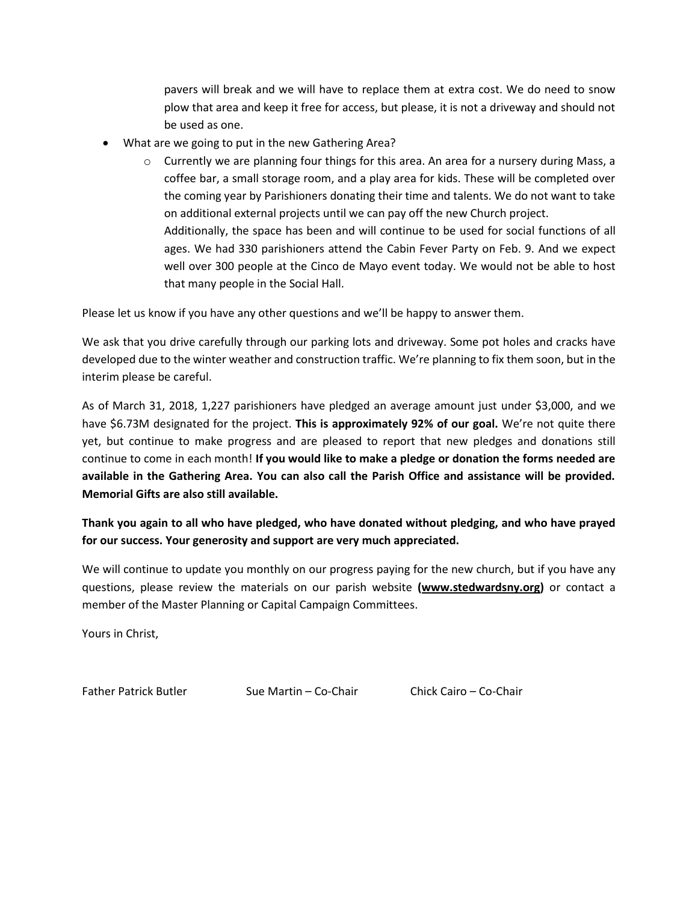pavers will break and we will have to replace them at extra cost. We do need to snow plow that area and keep it free for access, but please, it is not a driveway and should not be used as one.

- What are we going to put in the new Gathering Area?
  - Currently we are planning four things for this area. An area for a nursery during Mass, a coffee bar, a small storage room, and a play area for kids. These will be completed over the coming year by Parishioners donating their time and talents. We do not want to take on additional external projects until we can pay off the new Church project.
    Additionally, the space has been and will continue to be used for social functions of all ages. We had 330 parishioners attend the Cabin Fever Party on Feb. 9. And we expect well over 300 people at the Cinco de Mayo event today. We would not be able to host that many people in the Social Hall.

Please let us know if you have any other questions and we'll be happy to answer them.

We ask that you drive carefully through our parking lots and driveway. Some pot holes and cracks have developed due to the winter weather and construction traffic. We're planning to fix them soon, but in the interim please be careful.

As of March 31, 2018, 1,227 parishioners have pledged an average amount just under $3,000, and we have $6.73M designated for the project. **This is approximately 92% of our goal.** We're not quite there yet, but continue to make progress and are pleased to report that new pledges and donations still continue to come in each month! **If you would like to make a pledge or donation the forms needed are available in the Gathering Area. You can also call the Parish Office and assistance will be provided. Memorial Gifts are also still available.**

**Thank you again to all who have pledged, who have donated without pledging, and who have prayed for our success. Your generosity and support are very much appreciated.**

We will continue to update you monthly on our progress paying for the new church, but if you have any questions, please review the materials on our parish website **(www.stedwardsny.org)** or contact a member of the Master Planning or Capital Campaign Committees.

Yours in Christ,

Father Patrick Butler &emsp; Sue Martin – Co-Chair &emsp; Chick Cairo – Co-Chair